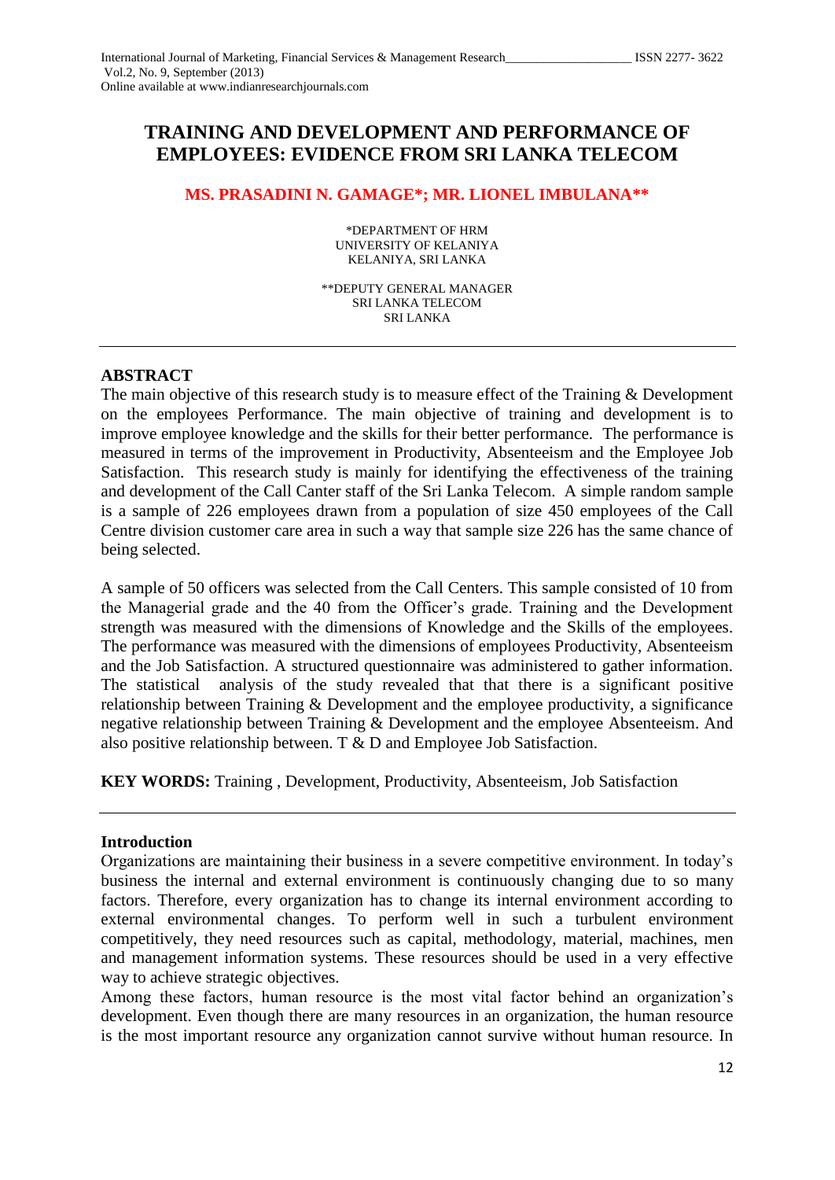# TRAINING AND DEVELOPMENT AND PERFORMANCE OF EMPLOYEES: EVIDENCE FROM SRI LANKA TELECOM

**MS. PRASADINI N. GAMAGE*; MR. LIONEL IMBULANA****

*DEPARTMENT OF HRM
UNIVERSITY OF KELANIYA
KELANIYA, SRI LANKA

**DEPUTY GENERAL MANAGER
SRI LANKA TELECOM
SRI LANKA

---

## ABSTRACT

The main objective of this research study is to measure effect of the Training & Development on the employees Performance. The main objective of training and development is to improve employee knowledge and the skills for their better performance. The performance is measured in terms of the improvement in Productivity, Absenteeism and the Employee Job Satisfaction. This research study is mainly for identifying the effectiveness of the training and development of the Call Canter staff of the Sri Lanka Telecom. A simple random sample is a sample of 226 employees drawn from a population of size 450 employees of the Call Centre division customer care area in such a way that sample size 226 has the same chance of being selected.

A sample of 50 officers was selected from the Call Centers. This sample consisted of 10 from the Managerial grade and the 40 from the Officer's grade. Training and the Development strength was measured with the dimensions of Knowledge and the Skills of the employees. The performance was measured with the dimensions of employees Productivity, Absenteeism and the Job Satisfaction. A structured questionnaire was administered to gather information. The statistical analysis of the study revealed that that there is a significant positive relationship between Training & Development and the employee productivity, a significance negative relationship between Training & Development and the employee Absenteeism. And also positive relationship between. T & D and Employee Job Satisfaction.

**KEY WORDS:** Training , Development, Productivity, Absenteeism, Job Satisfaction

---

## Introduction

Organizations are maintaining their business in a severe competitive environment. In today's business the internal and external environment is continuously changing due to so many factors. Therefore, every organization has to change its internal environment according to external environmental changes. To perform well in such a turbulent environment competitively, they need resources such as capital, methodology, material, machines, men and management information systems. These resources should be used in a very effective way to achieve strategic objectives.

Among these factors, human resource is the most vital factor behind an organization's development. Even though there are many resources in an organization, the human resource is the most important resource any organization cannot survive without human resource. In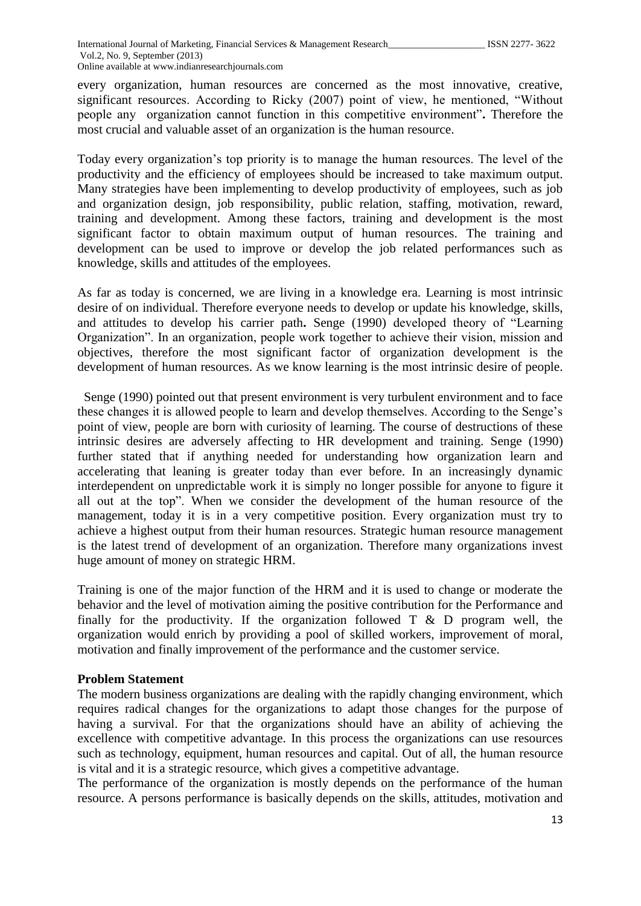every organization, human resources are concerned as the most innovative, creative, significant resources. According to Ricky (2007) point of view, he mentioned, "Without people any organization cannot function in this competitive environment"**.** Therefore the most crucial and valuable asset of an organization is the human resource.

Today every organization's top priority is to manage the human resources. The level of the productivity and the efficiency of employees should be increased to take maximum output. Many strategies have been implementing to develop productivity of employees, such as job and organization design, job responsibility, public relation, staffing, motivation, reward, training and development. Among these factors, training and development is the most significant factor to obtain maximum output of human resources. The training and development can be used to improve or develop the job related performances such as knowledge, skills and attitudes of the employees.

As far as today is concerned, we are living in a knowledge era. Learning is most intrinsic desire of on individual. Therefore everyone needs to develop or update his knowledge, skills, and attitudes to develop his carrier path**.** Senge (1990) developed theory of "Learning Organization". In an organization, people work together to achieve their vision, mission and objectives, therefore the most significant factor of organization development is the development of human resources. As we know learning is the most intrinsic desire of people.

Senge (1990) pointed out that present environment is very turbulent environment and to face these changes it is allowed people to learn and develop themselves. According to the Senge's point of view, people are born with curiosity of learning. The course of destructions of these intrinsic desires are adversely affecting to HR development and training. Senge (1990) further stated that if anything needed for understanding how organization learn and accelerating that leaning is greater today than ever before. In an increasingly dynamic interdependent on unpredictable work it is simply no longer possible for anyone to figure it all out at the top". When we consider the development of the human resource of the management, today it is in a very competitive position. Every organization must try to achieve a highest output from their human resources. Strategic human resource management is the latest trend of development of an organization. Therefore many organizations invest huge amount of money on strategic HRM.

Training is one of the major function of the HRM and it is used to change or moderate the behavior and the level of motivation aiming the positive contribution for the Performance and finally for the productivity. If the organization followed T & D program well, the organization would enrich by providing a pool of skilled workers, improvement of moral, motivation and finally improvement of the performance and the customer service.

**Problem Statement**

The modern business organizations are dealing with the rapidly changing environment, which requires radical changes for the organizations to adapt those changes for the purpose of having a survival. For that the organizations should have an ability of achieving the excellence with competitive advantage. In this process the organizations can use resources such as technology, equipment, human resources and capital. Out of all, the human resource is vital and it is a strategic resource, which gives a competitive advantage.

The performance of the organization is mostly depends on the performance of the human resource. A persons performance is basically depends on the skills, attitudes, motivation and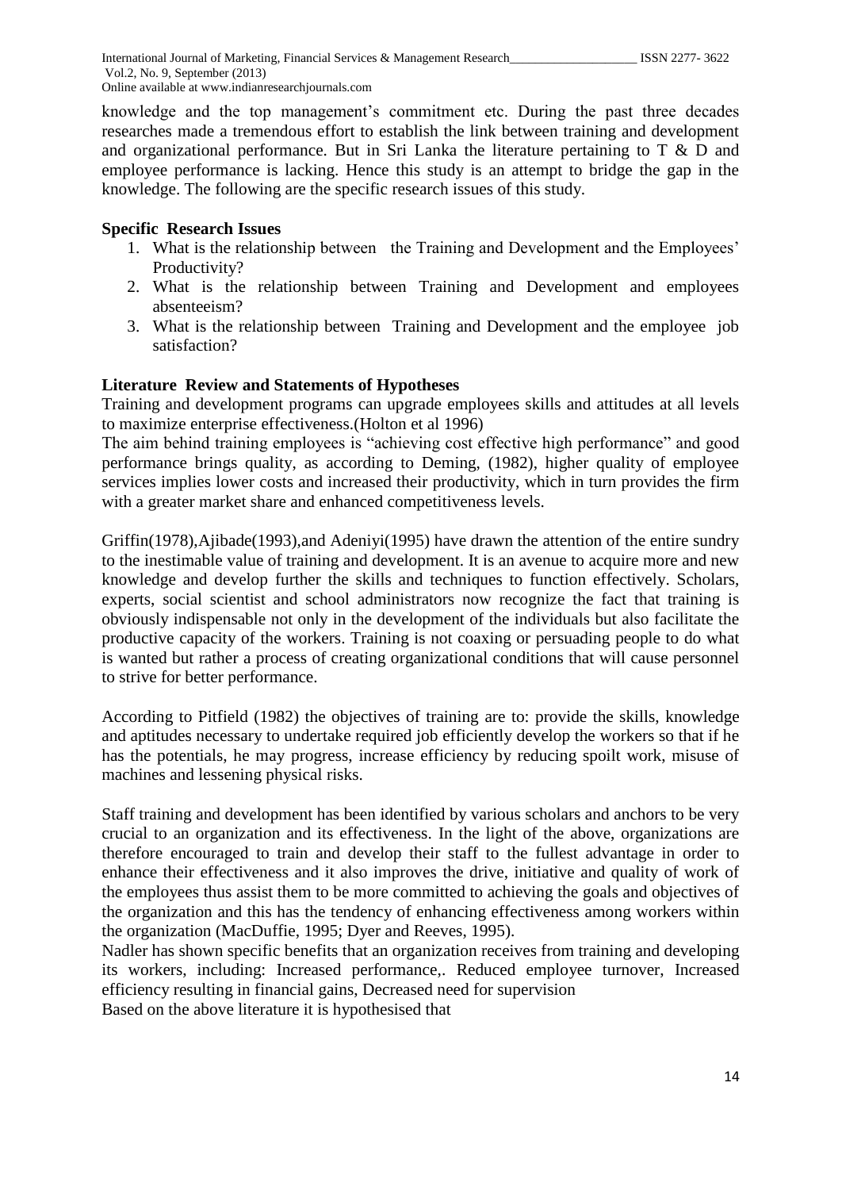knowledge and the top management's commitment etc. During the past three decades researches made a tremendous effort to establish the link between training and development and organizational performance. But in Sri Lanka the literature pertaining to T & D and employee performance is lacking. Hence this study is an attempt to bridge the gap in the knowledge. The following are the specific research issues of this study.

**Specific Research Issues**

1. What is the relationship between the Training and Development and the Employees' Productivity?
2. What is the relationship between Training and Development and employees absenteeism?
3. What is the relationship between Training and Development and the employee job satisfaction?

**Literature Review and Statements of Hypotheses**

Training and development programs can upgrade employees skills and attitudes at all levels to maximize enterprise effectiveness.(Holton et al 1996)

The aim behind training employees is "achieving cost effective high performance" and good performance brings quality, as according to Deming, (1982), higher quality of employee services implies lower costs and increased their productivity, which in turn provides the firm with a greater market share and enhanced competitiveness levels.

Griffin(1978),Ajibade(1993),and Adeniyi(1995) have drawn the attention of the entire sundry to the inestimable value of training and development. It is an avenue to acquire more and new knowledge and develop further the skills and techniques to function effectively. Scholars, experts, social scientist and school administrators now recognize the fact that training is obviously indispensable not only in the development of the individuals but also facilitate the productive capacity of the workers. Training is not coaxing or persuading people to do what is wanted but rather a process of creating organizational conditions that will cause personnel to strive for better performance.

According to Pitfield (1982) the objectives of training are to: provide the skills, knowledge and aptitudes necessary to undertake required job efficiently develop the workers so that if he has the potentials, he may progress, increase efficiency by reducing spoilt work, misuse of machines and lessening physical risks.

Staff training and development has been identified by various scholars and anchors to be very crucial to an organization and its effectiveness. In the light of the above, organizations are therefore encouraged to train and develop their staff to the fullest advantage in order to enhance their effectiveness and it also improves the drive, initiative and quality of work of the employees thus assist them to be more committed to achieving the goals and objectives of the organization and this has the tendency of enhancing effectiveness among workers within the organization (MacDuffie, 1995; Dyer and Reeves, 1995).

Nadler has shown specific benefits that an organization receives from training and developing its workers, including: Increased performance,. Reduced employee turnover, Increased efficiency resulting in financial gains, Decreased need for supervision

Based on the above literature it is hypothesised that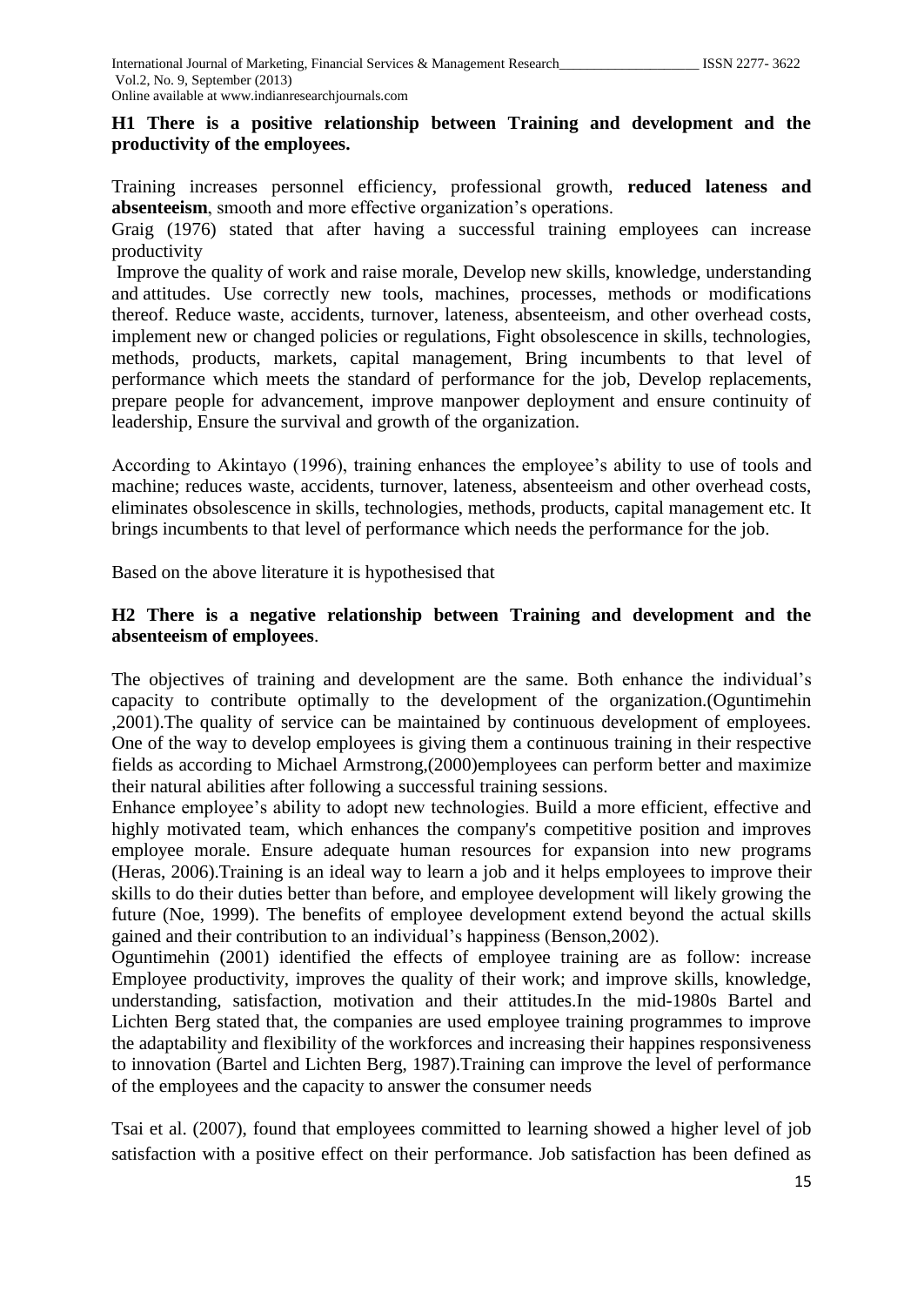**H1 There is a positive relationship between Training and development and the productivity of the employees.**

Training increases personnel efficiency, professional growth, **reduced lateness and absenteeism**, smooth and more effective organization's operations.

Graig (1976) stated that after having a successful training employees can increase productivity

Improve the quality of work and raise morale, Develop new skills, knowledge, understanding and attitudes. Use correctly new tools, machines, processes, methods or modifications thereof. Reduce waste, accidents, turnover, lateness, absenteeism, and other overhead costs, implement new or changed policies or regulations, Fight obsolescence in skills, technologies, methods, products, markets, capital management, Bring incumbents to that level of performance which meets the standard of performance for the job, Develop replacements, prepare people for advancement, improve manpower deployment and ensure continuity of leadership, Ensure the survival and growth of the organization.

According to Akintayo (1996), training enhances the employee's ability to use of tools and machine; reduces waste, accidents, turnover, lateness, absenteeism and other overhead costs, eliminates obsolescence in skills, technologies, methods, products, capital management etc. It brings incumbents to that level of performance which needs the performance for the job.

Based on the above literature it is hypothesised that

**H2 There is a negative relationship between Training and development and the absenteeism of employees**.

The objectives of training and development are the same. Both enhance the individual's capacity to contribute optimally to the development of the organization.(Oguntimehin ,2001).The quality of service can be maintained by continuous development of employees. One of the way to develop employees is giving them a continuous training in their respective fields as according to Michael Armstrong,(2000)employees can perform better and maximize their natural abilities after following a successful training sessions.

Enhance employee's ability to adopt new technologies. Build a more efficient, effective and highly motivated team, which enhances the company's competitive position and improves employee morale. Ensure adequate human resources for expansion into new programs (Heras, 2006).Training is an ideal way to learn a job and it helps employees to improve their skills to do their duties better than before, and employee development will likely growing the future (Noe, 1999). The benefits of employee development extend beyond the actual skills gained and their contribution to an individual's happiness (Benson,2002).

Oguntimehin (2001) identified the effects of employee training are as follow: increase Employee productivity, improves the quality of their work; and improve skills, knowledge, understanding, satisfaction, motivation and their attitudes.In the mid-1980s Bartel and Lichten Berg stated that, the companies are used employee training programmes to improve the adaptability and flexibility of the workforces and increasing their happines responsiveness to innovation (Bartel and Lichten Berg, 1987).Training can improve the level of performance of the employees and the capacity to answer the consumer needs

Tsai et al. (2007), found that employees committed to learning showed a higher level of job satisfaction with a positive effect on their performance. Job satisfaction has been defined as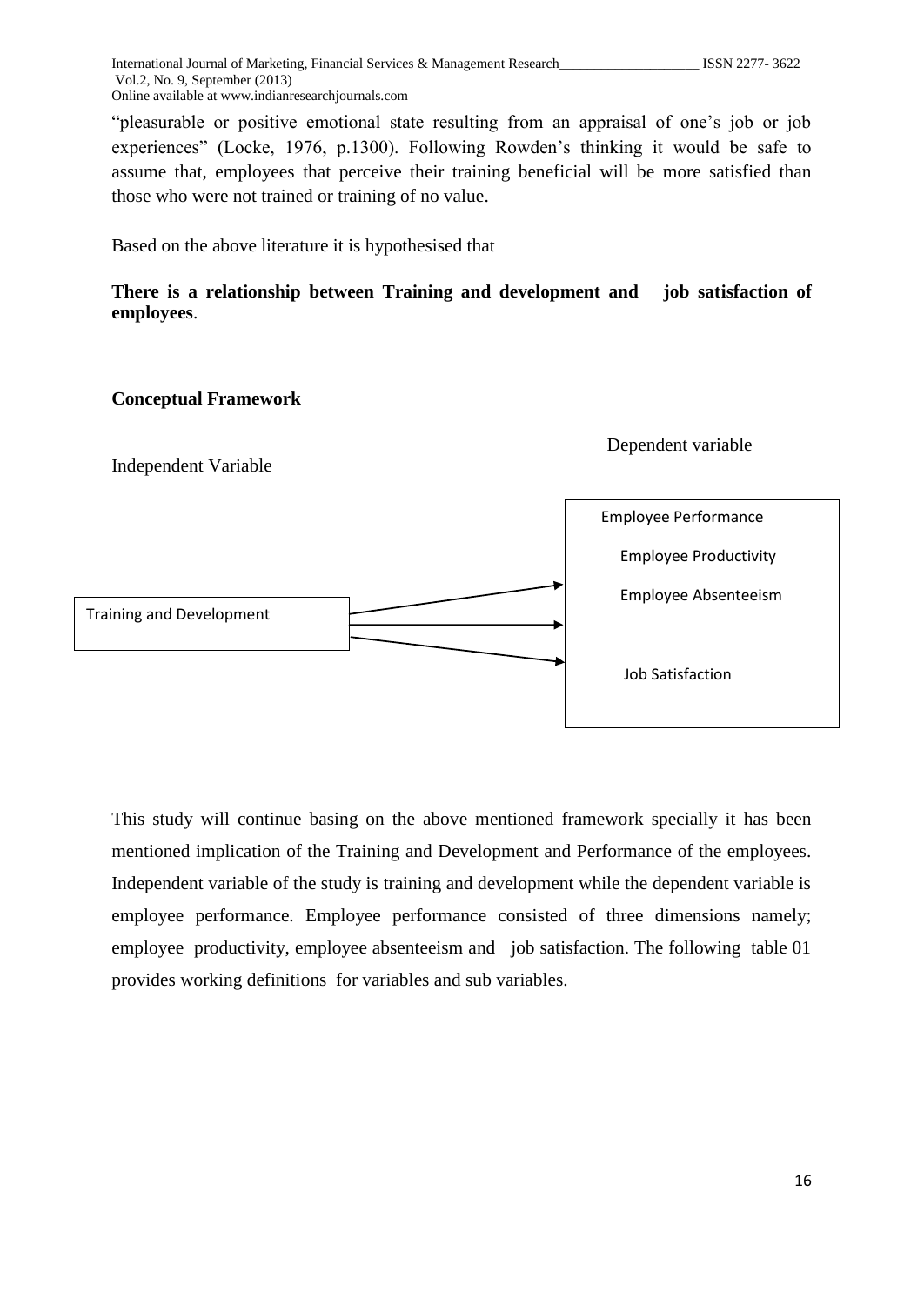"pleasurable or positive emotional state resulting from an appraisal of one's job or job experiences" (Locke, 1976, p.1300). Following Rowden's thinking it would be safe to assume that, employees that perceive their training beneficial will be more satisfied than those who were not trained or training of no value.

Based on the above literature it is hypothesised that

**There is a relationship between Training and development and job satisfaction of employees**.

**Conceptual Framework**

Independent Variable

Dependent variable

Training and Development

Employee Performance

Employee Productivity

Employee Absenteeism

Job Satisfaction

This study will continue basing on the above mentioned framework specially it has been mentioned implication of the Training and Development and Performance of the employees. Independent variable of the study is training and development while the dependent variable is employee performance. Employee performance consisted of three dimensions namely; employee productivity, employee absenteeism and job satisfaction. The following table 01 provides working definitions for variables and sub variables.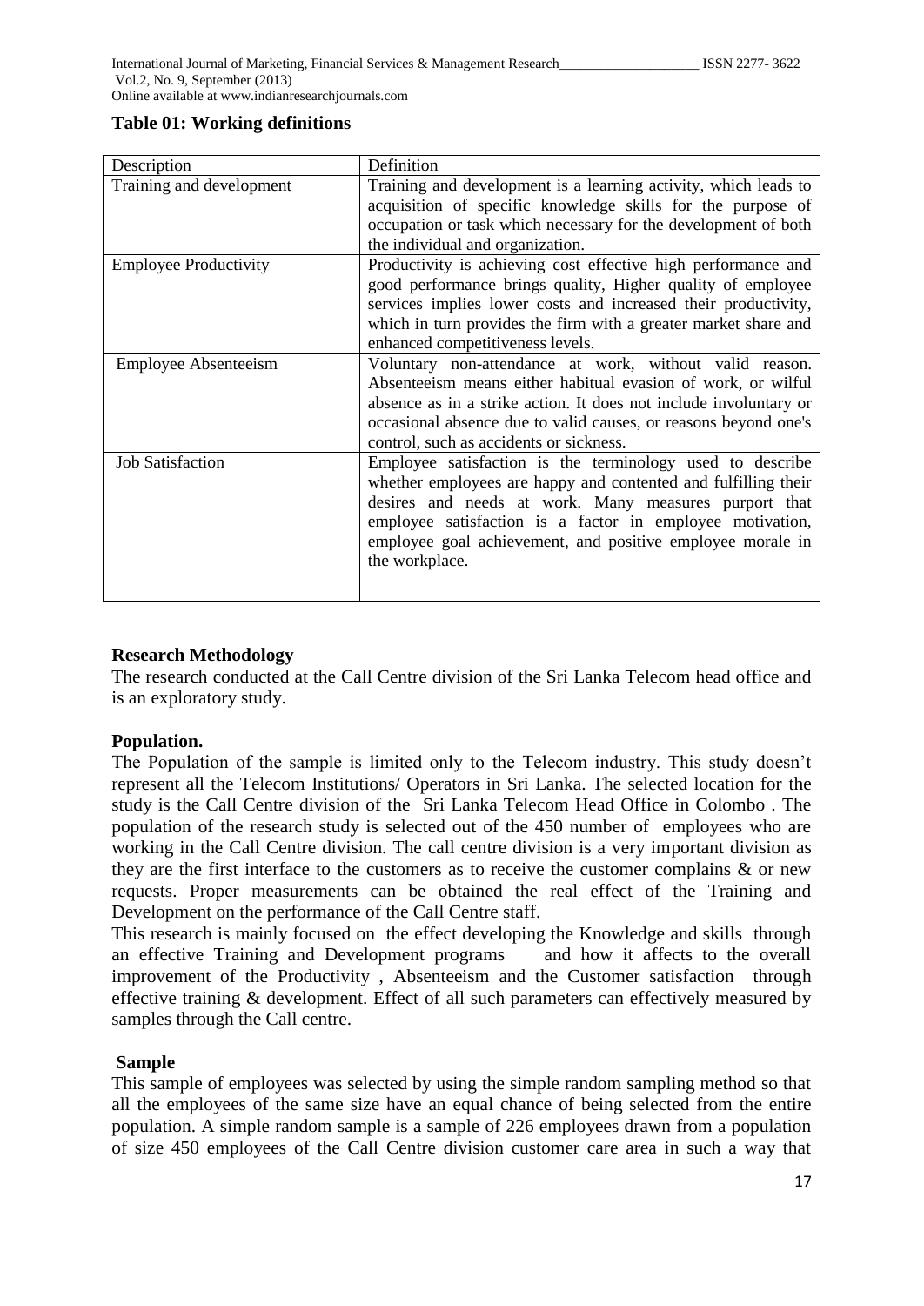**Table 01: Working definitions**

| Description | Definition |
|---|---|
| Training and development | Training and development is a learning activity, which leads to acquisition of specific knowledge skills for the purpose of occupation or task which necessary for the development of both the individual and organization. |
| Employee Productivity | Productivity is achieving cost effective high performance and good performance brings quality, Higher quality of employee services implies lower costs and increased their productivity, which in turn provides the firm with a greater market share and enhanced competitiveness levels. |
| Employee Absenteeism | Voluntary non-attendance at work, without valid reason. Absenteeism means either habitual evasion of work, or wilful absence as in a strike action. It does not include involuntary or occasional absence due to valid causes, or reasons beyond one's control, such as accidents or sickness. |
| Job Satisfaction | Employee satisfaction is the terminology used to describe whether employees are happy and contented and fulfilling their desires and needs at work. Many measures purport that employee satisfaction is a factor in employee motivation, employee goal achievement, and positive employee morale in the workplace. |

**Research Methodology**

The research conducted at the Call Centre division of the Sri Lanka Telecom head office and is an exploratory study.

**Population.**

The Population of the sample is limited only to the Telecom industry. This study doesn't represent all the Telecom Institutions/ Operators in Sri Lanka. The selected location for the study is the Call Centre division of the Sri Lanka Telecom Head Office in Colombo . The population of the research study is selected out of the 450 number of employees who are working in the Call Centre division. The call centre division is a very important division as they are the first interface to the customers as to receive the customer complains & or new requests. Proper measurements can be obtained the real effect of the Training and Development on the performance of the Call Centre staff.

This research is mainly focused on the effect developing the Knowledge and skills through an effective Training and Development programs and how it affects to the overall improvement of the Productivity , Absenteeism and the Customer satisfaction through effective training & development. Effect of all such parameters can effectively measured by samples through the Call centre.

**Sample**

This sample of employees was selected by using the simple random sampling method so that all the employees of the same size have an equal chance of being selected from the entire population. A simple random sample is a sample of 226 employees drawn from a population of size 450 employees of the Call Centre division customer care area in such a way that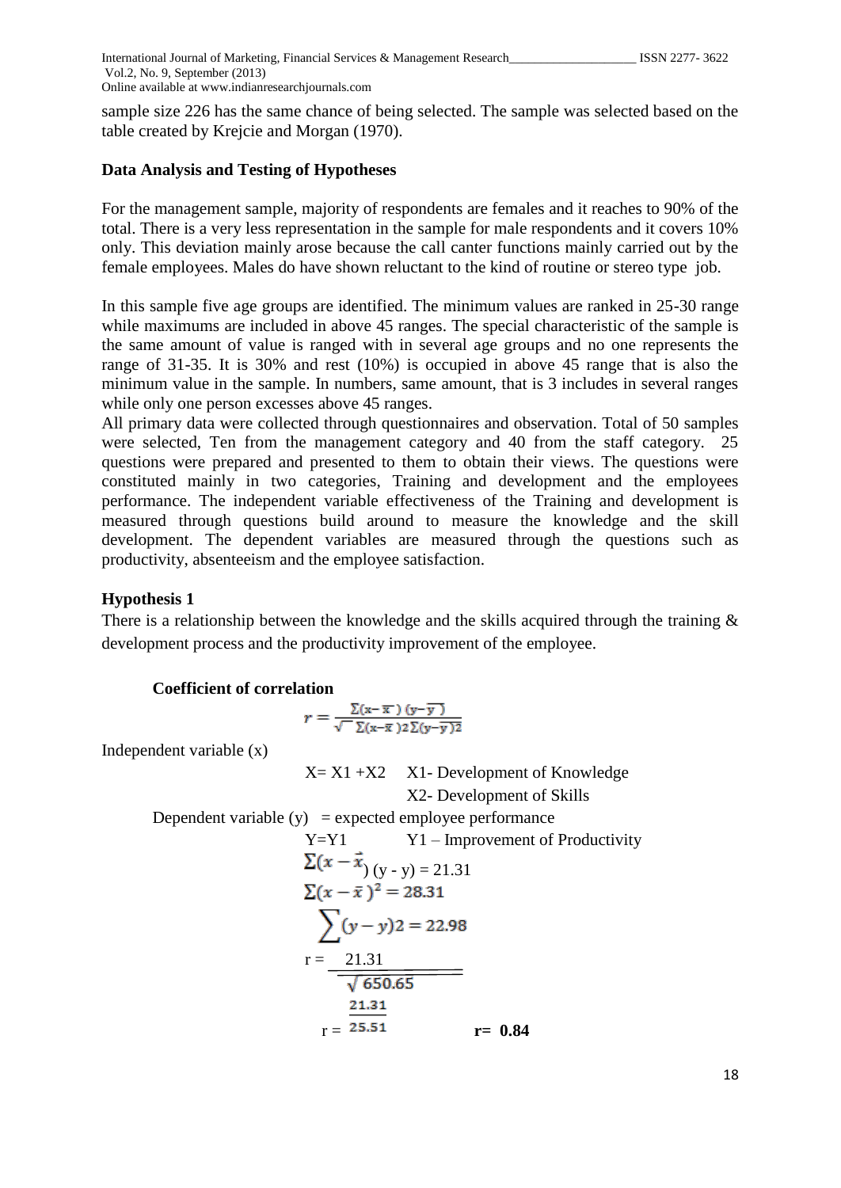sample size 226 has the same chance of being selected. The sample was selected based on the table created by Krejcie and Morgan (1970).

**Data Analysis and Testing of Hypotheses**

For the management sample, majority of respondents are females and it reaches to 90% of the total. There is a very less representation in the sample for male respondents and it covers 10% only. This deviation mainly arose because the call canter functions mainly carried out by the female employees. Males do have shown reluctant to the kind of routine or stereo type job.

In this sample five age groups are identified. The minimum values are ranked in 25-30 range while maximums are included in above 45 ranges. The special characteristic of the sample is the same amount of value is ranged with in several age groups and no one represents the range of 31-35. It is 30% and rest (10%) is occupied in above 45 range that is also the minimum value in the sample. In numbers, same amount, that is 3 includes in several ranges while only one person excesses above 45 ranges.

All primary data were collected through questionnaires and observation. Total of 50 samples were selected, Ten from the management category and 40 from the staff category. 25 questions were prepared and presented to them to obtain their views. The questions were constituted mainly in two categories, Training and development and the employees performance. The independent variable effectiveness of the Training and development is measured through questions build around to measure the knowledge and the skill development. The dependent variables are measured through the questions such as productivity, absenteeism and the employee satisfaction.

**Hypothesis 1**

There is a relationship between the knowledge and the skills acquired through the training & development process and the productivity improvement of the employee.

**Coefficient of correlation**

$$r = \frac{\sum(x-\bar{x})(y-\bar{y})}{\sqrt{\sum(x-\bar{x})2\sum(y-\bar{y})2}}$$

Independent variable (x)

$X = X1 + X2$ X1- Development of Knowledge

X2- Development of Skills

Dependent variable (y) = expected employee performance

$Y = Y1$ Y1 – Improvement of Productivity

$$\sum(x-\vec{x})(y - y) = 21.31$$

$$\sum(x-\bar{x})^2 = 28.31$$

$$\sum(y-y)2 = 22.98$$

$$r = \frac{21.31}{\sqrt{650.65}}$$

$$r = \frac{21.31}{25.51}$$

**r= 0.84**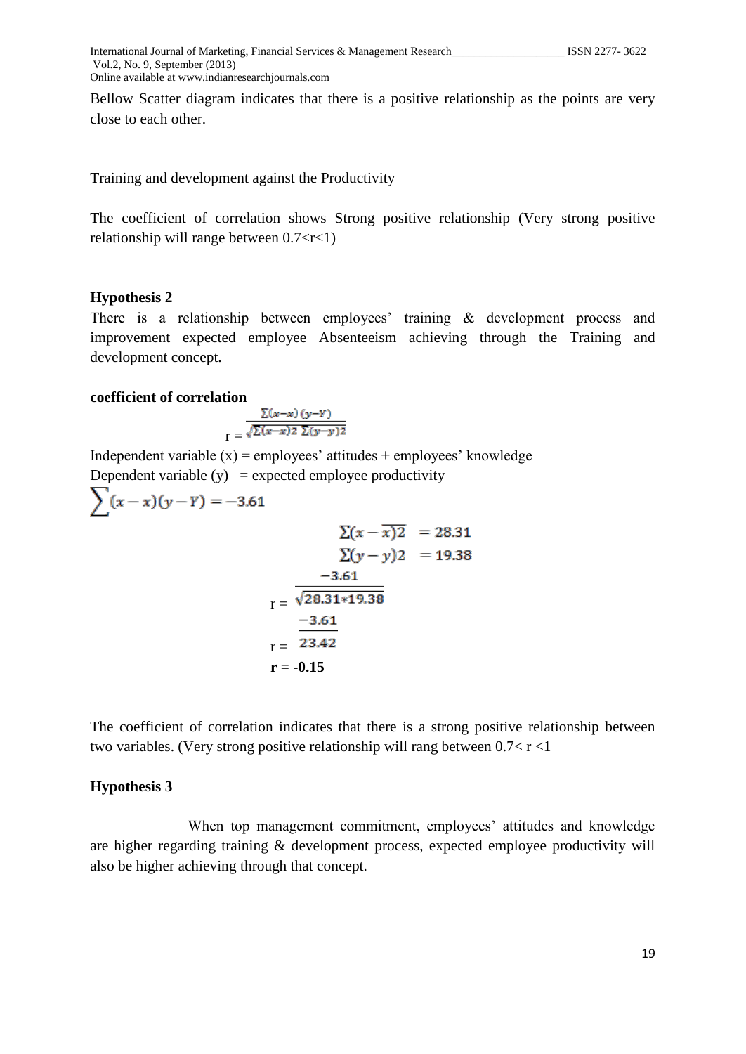Bellow Scatter diagram indicates that there is a positive relationship as the points are very close to each other.

Training and development against the Productivity

The coefficient of correlation shows Strong positive relationship (Very strong positive relationship will range between 0.7<r<1)

**Hypothesis 2**

There is a relationship between employees' training & development process and improvement expected employee Absenteeism achieving through the Training and development concept.

**coefficient of correlation**

$$r = \frac{\sum(x-x)(y-Y)}{\sqrt{\sum(x-x)2 \sum(y-y)2}}$$

Independent variable (x) = employees' attitudes + employees' knowledge

Dependent variable (y) = expected employee productivity

$$\sum(x-x)(y-Y) = -3.61$$

$$\sum(x-\overline{x)2} = 28.31$$

$$\sum(y-y)2 = 19.38$$

$$r = \frac{-3.61}{\sqrt{28.31*19.38}}$$

$$r = \frac{-3.61}{23.42}$$

**r = -0.15**

The coefficient of correlation indicates that there is a strong positive relationship between two variables. (Very strong positive relationship will rang between 0.7< r <1

**Hypothesis 3**

When top management commitment, employees' attitudes and knowledge are higher regarding training & development process, expected employee productivity will also be higher achieving through that concept.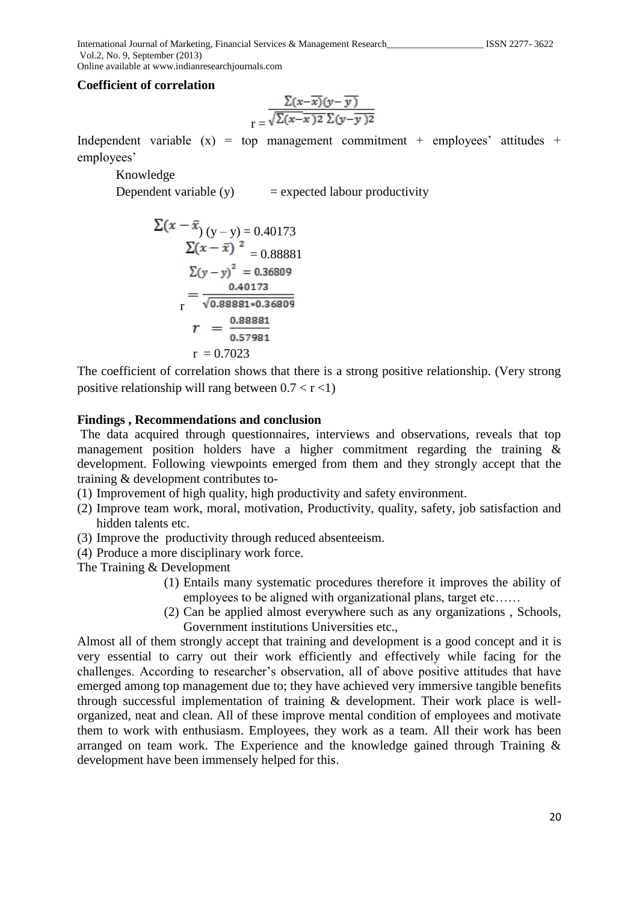**Coefficient of correlation**

$$r = \frac{\Sigma(x-\overline{x})(y-\overline{y})}{\sqrt{\Sigma(x-\overline{x})2\ \Sigma(y-\overline{y})2}}$$

Independent variable (x) = top management commitment + employees' attitudes + employees'

Knowledge

Dependent variable (y) = expected labour productivity

$$\Sigma(x-\bar{x})\ (y-y) = 0.40173$$

$$\Sigma(x-\bar{x})^2 = 0.88881$$

$$\Sigma(y-y)^2 = 0.36809$$

$$r = \frac{0.40173}{\sqrt{0.88881 * 0.36809}}$$

$$r = \frac{0.88881}{0.57981}$$

$$r = 0.7023$$

The coefficient of correlation shows that there is a strong positive relationship. (Very strong positive relationship will rang between $0.7 < r < 1$)

**Findings , Recommendations and conclusion**

The data acquired through questionnaires, interviews and observations, reveals that top management position holders have a higher commitment regarding the training & development. Following viewpoints emerged from them and they strongly accept that the training & development contributes to-

(1) Improvement of high quality, high productivity and safety environment.
(2) Improve team work, moral, motivation, Productivity, quality, safety, job satisfaction and hidden talents etc.
(3) Improve the productivity through reduced absenteeism.
(4) Produce a more disciplinary work force.

The Training & Development

(1) Entails many systematic procedures therefore it improves the ability of employees to be aligned with organizational plans, target etc……
(2) Can be applied almost everywhere such as any organizations , Schools, Government institutions Universities etc.,

Almost all of them strongly accept that training and development is a good concept and it is very essential to carry out their work efficiently and effectively while facing for the challenges. According to researcher's observation, all of above positive attitudes that have emerged among top management due to; they have achieved very immersive tangible benefits through successful implementation of training & development. Their work place is well-organized, neat and clean. All of these improve mental condition of employees and motivate them to work with enthusiasm. Employees, they work as a team. All their work has been arranged on team work. The Experience and the knowledge gained through Training & development have been immensely helped for this.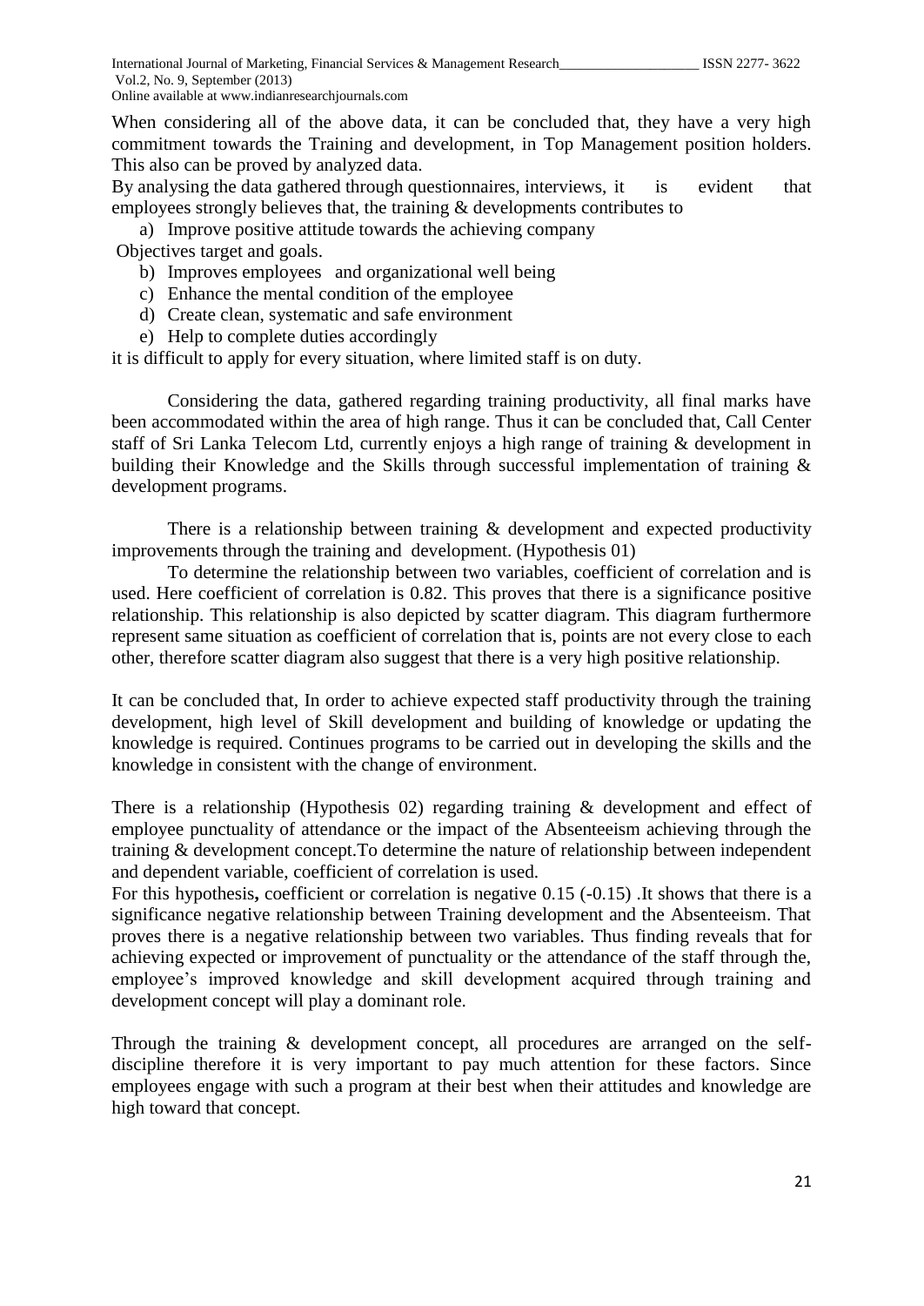When considering all of the above data, it can be concluded that, they have a very high commitment towards the Training and development, in Top Management position holders. This also can be proved by analyzed data.

By analysing the data gathered through questionnaires, interviews, it is evident that employees strongly believes that, the training & developments contributes to

a) Improve positive attitude towards the achieving company Objectives target and goals.
b) Improves employees and organizational well being
c) Enhance the mental condition of the employee
d) Create clean, systematic and safe environment
e) Help to complete duties accordingly

it is difficult to apply for every situation, where limited staff is on duty.

Considering the data, gathered regarding training productivity, all final marks have been accommodated within the area of high range. Thus it can be concluded that, Call Center staff of Sri Lanka Telecom Ltd, currently enjoys a high range of training & development in building their Knowledge and the Skills through successful implementation of training & development programs.

There is a relationship between training & development and expected productivity improvements through the training and development. (Hypothesis 01)

To determine the relationship between two variables, coefficient of correlation and is used. Here coefficient of correlation is 0.82. This proves that there is a significance positive relationship. This relationship is also depicted by scatter diagram. This diagram furthermore represent same situation as coefficient of correlation that is, points are not every close to each other, therefore scatter diagram also suggest that there is a very high positive relationship.

It can be concluded that, In order to achieve expected staff productivity through the training development, high level of Skill development and building of knowledge or updating the knowledge is required. Continues programs to be carried out in developing the skills and the knowledge in consistent with the change of environment.

There is a relationship (Hypothesis 02) regarding training & development and effect of employee punctuality of attendance or the impact of the Absenteeism achieving through the training & development concept.To determine the nature of relationship between independent and dependent variable, coefficient of correlation is used.

For this hypothesis**,** coefficient or correlation is negative 0.15 (-0.15) .It shows that there is a significance negative relationship between Training development and the Absenteeism. That proves there is a negative relationship between two variables. Thus finding reveals that for achieving expected or improvement of punctuality or the attendance of the staff through the, employee's improved knowledge and skill development acquired through training and development concept will play a dominant role.

Through the training & development concept, all procedures are arranged on the self-discipline therefore it is very important to pay much attention for these factors. Since employees engage with such a program at their best when their attitudes and knowledge are high toward that concept.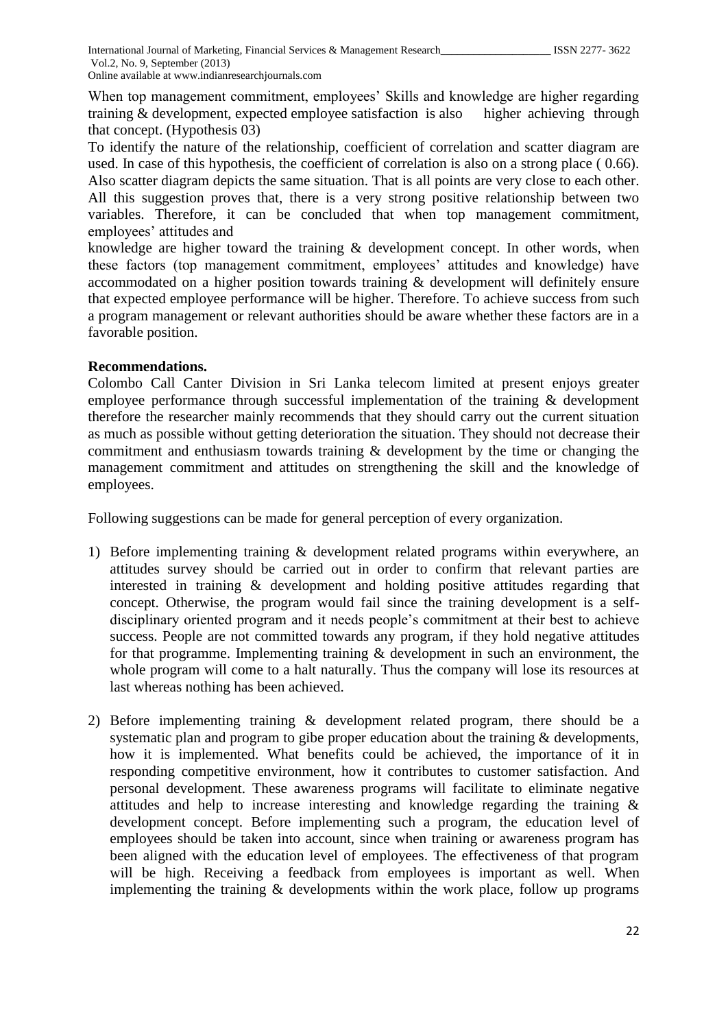When top management commitment, employees' Skills and knowledge are higher regarding training & development, expected employee satisfaction is also higher achieving through that concept. (Hypothesis 03)

To identify the nature of the relationship, coefficient of correlation and scatter diagram are used. In case of this hypothesis, the coefficient of correlation is also on a strong place ( 0.66). Also scatter diagram depicts the same situation. That is all points are very close to each other. All this suggestion proves that, there is a very strong positive relationship between two variables. Therefore, it can be concluded that when top management commitment, employees' attitudes and

knowledge are higher toward the training & development concept. In other words, when these factors (top management commitment, employees' attitudes and knowledge) have accommodated on a higher position towards training & development will definitely ensure that expected employee performance will be higher. Therefore. To achieve success from such a program management or relevant authorities should be aware whether these factors are in a favorable position.

**Recommendations.**

Colombo Call Canter Division in Sri Lanka telecom limited at present enjoys greater employee performance through successful implementation of the training & development therefore the researcher mainly recommends that they should carry out the current situation as much as possible without getting deterioration the situation. They should not decrease their commitment and enthusiasm towards training & development by the time or changing the management commitment and attitudes on strengthening the skill and the knowledge of employees.

Following suggestions can be made for general perception of every organization.

1) Before implementing training & development related programs within everywhere, an attitudes survey should be carried out in order to confirm that relevant parties are interested in training & development and holding positive attitudes regarding that concept. Otherwise, the program would fail since the training development is a self-disciplinary oriented program and it needs people's commitment at their best to achieve success. People are not committed towards any program, if they hold negative attitudes for that programme. Implementing training & development in such an environment, the whole program will come to a halt naturally. Thus the company will lose its resources at last whereas nothing has been achieved.

2) Before implementing training & development related program, there should be a systematic plan and program to gibe proper education about the training & developments, how it is implemented. What benefits could be achieved, the importance of it in responding competitive environment, how it contributes to customer satisfaction. And personal development. These awareness programs will facilitate to eliminate negative attitudes and help to increase interesting and knowledge regarding the training & development concept. Before implementing such a program, the education level of employees should be taken into account, since when training or awareness program has been aligned with the education level of employees. The effectiveness of that program will be high. Receiving a feedback from employees is important as well. When implementing the training & developments within the work place, follow up programs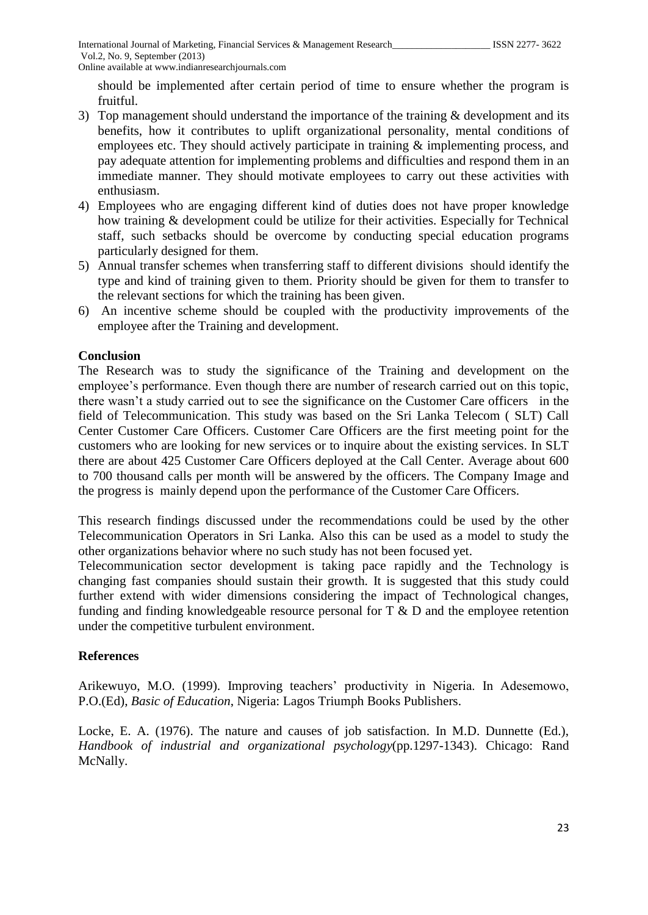should be implemented after certain period of time to ensure whether the program is fruitful.

3) Top management should understand the importance of the training & development and its benefits, how it contributes to uplift organizational personality, mental conditions of employees etc. They should actively participate in training & implementing process, and pay adequate attention for implementing problems and difficulties and respond them in an immediate manner. They should motivate employees to carry out these activities with enthusiasm.
4) Employees who are engaging different kind of duties does not have proper knowledge how training & development could be utilize for their activities. Especially for Technical staff, such setbacks should be overcome by conducting special education programs particularly designed for them.
5) Annual transfer schemes when transferring staff to different divisions should identify the type and kind of training given to them. Priority should be given for them to transfer to the relevant sections for which the training has been given.
6) An incentive scheme should be coupled with the productivity improvements of the employee after the Training and development.

**Conclusion**

The Research was to study the significance of the Training and development on the employee's performance. Even though there are number of research carried out on this topic, there wasn't a study carried out to see the significance on the Customer Care officers in the field of Telecommunication. This study was based on the Sri Lanka Telecom ( SLT) Call Center Customer Care Officers. Customer Care Officers are the first meeting point for the customers who are looking for new services or to inquire about the existing services. In SLT there are about 425 Customer Care Officers deployed at the Call Center. Average about 600 to 700 thousand calls per month will be answered by the officers. The Company Image and the progress is mainly depend upon the performance of the Customer Care Officers.

This research findings discussed under the recommendations could be used by the other Telecommunication Operators in Sri Lanka. Also this can be used as a model to study the other organizations behavior where no such study has not been focused yet.

Telecommunication sector development is taking pace rapidly and the Technology is changing fast companies should sustain their growth. It is suggested that this study could further extend with wider dimensions considering the impact of Technological changes, funding and finding knowledgeable resource personal for T & D and the employee retention under the competitive turbulent environment.

**References**

Arikewuyo, M.O. (1999). Improving teachers' productivity in Nigeria. In Adesemowo, P.O.(Ed), *Basic of Education*, Nigeria: Lagos Triumph Books Publishers.

Locke, E. A. (1976). The nature and causes of job satisfaction. In M.D. Dunnette (Ed.), *Handbook of industrial and organizational psychology*(pp.1297-1343). Chicago: Rand McNally.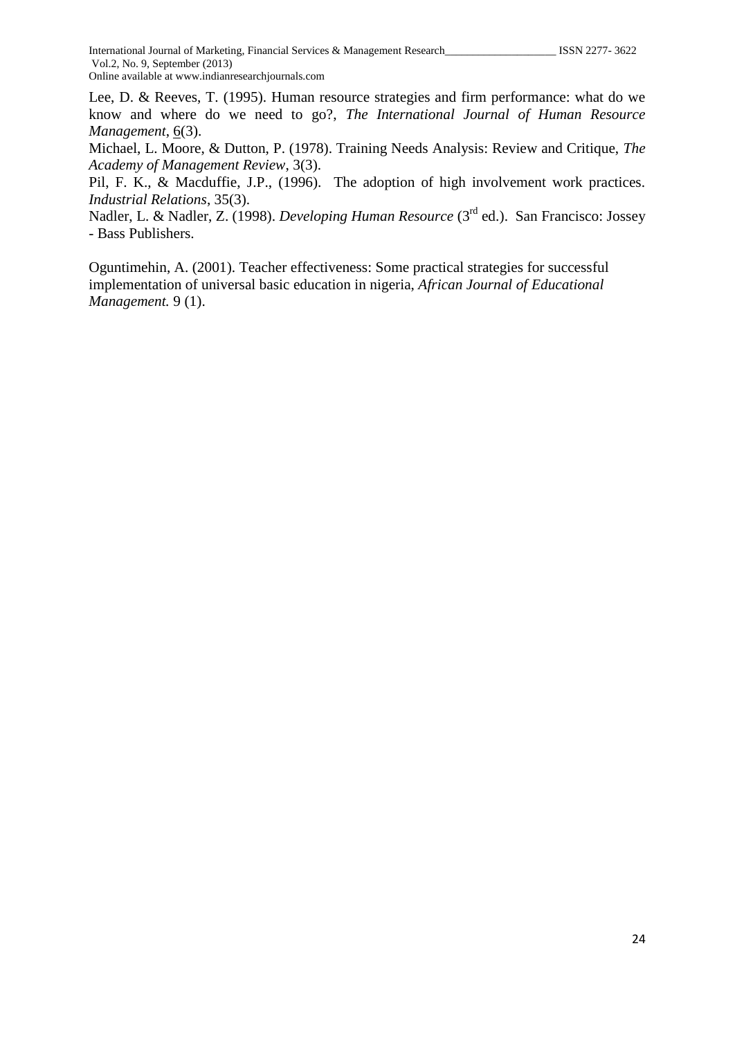Lee, D. & Reeves, T. (1995). Human resource strategies and firm performance: what do we know and where do we need to go?, *The International Journal of Human Resource Management*, 6(3).

Michael, L. Moore, & Dutton, P. (1978). Training Needs Analysis: Review and Critique, *The Academy of Management Review*, 3(3).

Pil, F. K., & Macduffie, J.P., (1996). The adoption of high involvement work practices. *Industrial Relations*, 35(3).

Nadler, L. & Nadler, Z. (1998). *Developing Human Resource* (3rd ed.). San Francisco: Jossey - Bass Publishers.

Oguntimehin, A. (2001). Teacher effectiveness: Some practical strategies for successful implementation of universal basic education in nigeria, *African Journal of Educational Management.* 9 (1).